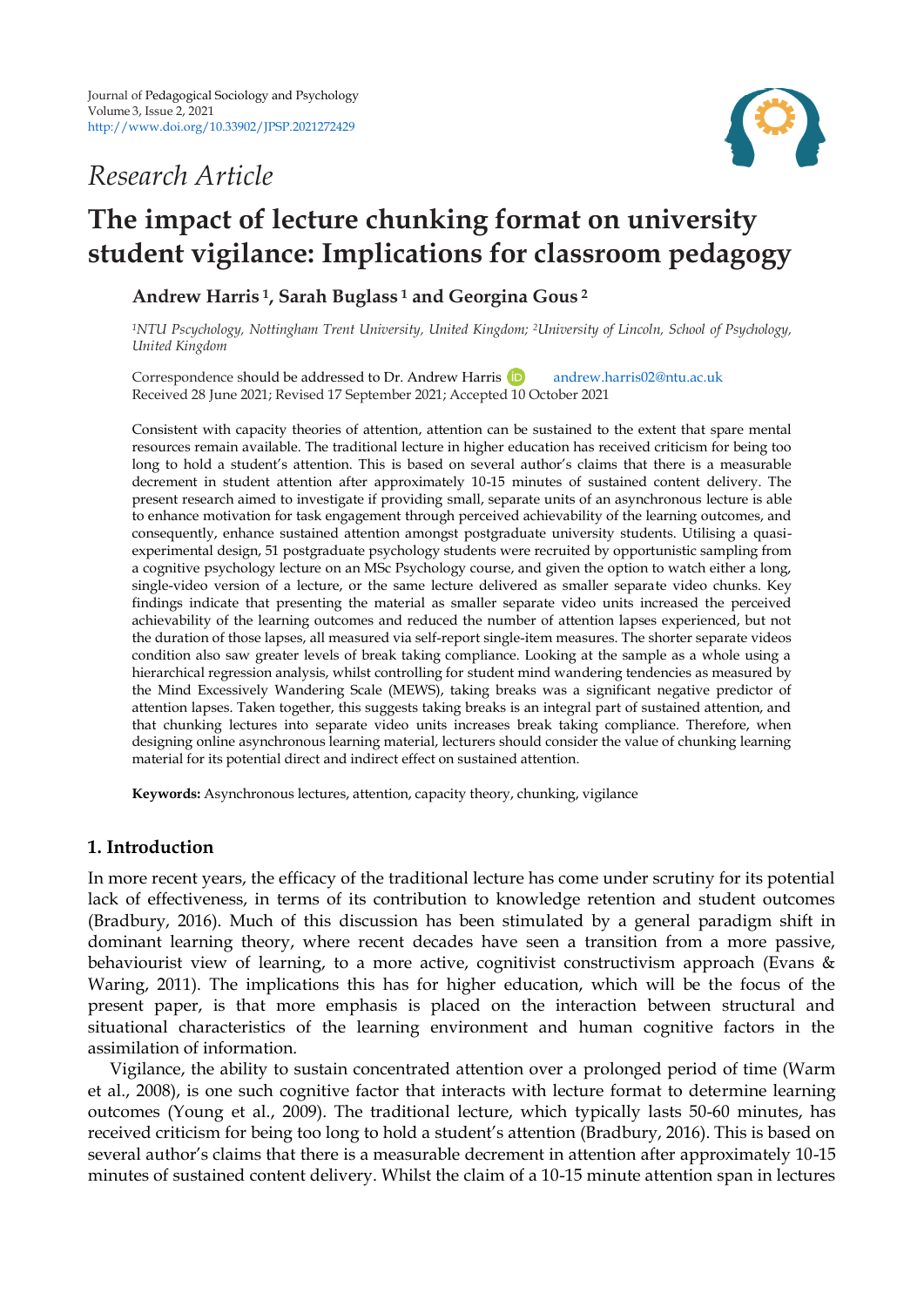Journal of Pedagogical Sociology and Psychology
Volume 3, Issue 2, 2021
http://www.doi.org/10.33902/JPSP.2021272429

*Research Article*

# The impact of lecture chunking format on university student vigilance: Implications for classroom pedagogy

**Andrew Harris [1], Sarah Buglass [1] and Georgina Gous [2]**

*[1]NTU Pscychology, Nottingham Trent University, United Kingdom; [2]University of Lincoln, School of Psychology, United Kingdom*

Correspondence should be addressed to Dr. Andrew Harris andrew.harris02@ntu.ac.uk
Received 28 June 2021; Revised 17 September 2021; Accepted 10 October 2021

Consistent with capacity theories of attention, attention can be sustained to the extent that spare mental resources remain available. The traditional lecture in higher education has received criticism for being too long to hold a student's attention. This is based on several author's claims that there is a measurable decrement in student attention after approximately 10-15 minutes of sustained content delivery. The present research aimed to investigate if providing small, separate units of an asynchronous lecture is able to enhance motivation for task engagement through perceived achievability of the learning outcomes, and consequently, enhance sustained attention amongst postgraduate university students. Utilising a quasi-experimental design, 51 postgraduate psychology students were recruited by opportunistic sampling from a cognitive psychology lecture on an MSc Psychology course, and given the option to watch either a long, single-video version of a lecture, or the same lecture delivered as smaller separate video chunks. Key findings indicate that presenting the material as smaller separate video units increased the perceived achievability of the learning outcomes and reduced the number of attention lapses experienced, but not the duration of those lapses, all measured via self-report single-item measures. The shorter separate videos condition also saw greater levels of break taking compliance. Looking at the sample as a whole using a hierarchical regression analysis, whilst controlling for student mind wandering tendencies as measured by the Mind Excessively Wandering Scale (MEWS), taking breaks was a significant negative predictor of attention lapses. Taken together, this suggests taking breaks is an integral part of sustained attention, and that chunking lectures into separate video units increases break taking compliance. Therefore, when designing online asynchronous learning material, lecturers should consider the value of chunking learning material for its potential direct and indirect effect on sustained attention.

**Keywords:** Asynchronous lectures, attention, capacity theory, chunking, vigilance

## 1. Introduction

In more recent years, the efficacy of the traditional lecture has come under scrutiny for its potential lack of effectiveness, in terms of its contribution to knowledge retention and student outcomes (Bradbury, 2016). Much of this discussion has been stimulated by a general paradigm shift in dominant learning theory, where recent decades have seen a transition from a more passive, behaviourist view of learning, to a more active, cognitivist constructivism approach (Evans & Waring, 2011). The implications this has for higher education, which will be the focus of the present paper, is that more emphasis is placed on the interaction between structural and situational characteristics of the learning environment and human cognitive factors in the assimilation of information.

Vigilance, the ability to sustain concentrated attention over a prolonged period of time (Warm et al., 2008), is one such cognitive factor that interacts with lecture format to determine learning outcomes (Young et al., 2009). The traditional lecture, which typically lasts 50-60 minutes, has received criticism for being too long to hold a student's attention (Bradbury, 2016). This is based on several author's claims that there is a measurable decrement in attention after approximately 10-15 minutes of sustained content delivery. Whilst the claim of a 10-15 minute attention span in lectures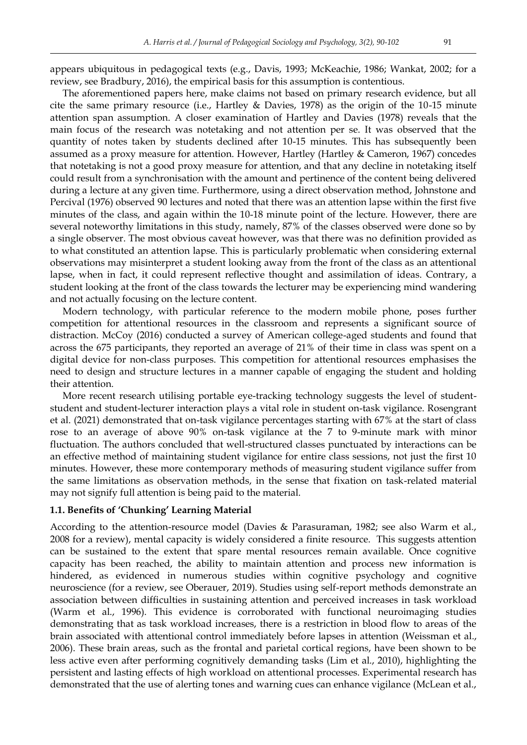appears ubiquitous in pedagogical texts (e.g., Davis, 1993; McKeachie, 1986; Wankat, 2002; for a review, see Bradbury, 2016), the empirical basis for this assumption is contentious.

The aforementioned papers here, make claims not based on primary research evidence, but all cite the same primary resource (i.e., Hartley & Davies, 1978) as the origin of the 10-15 minute attention span assumption. A closer examination of Hartley and Davies (1978) reveals that the main focus of the research was notetaking and not attention per se. It was observed that the quantity of notes taken by students declined after 10-15 minutes. This has subsequently been assumed as a proxy measure for attention. However, Hartley (Hartley & Cameron, 1967) concedes that notetaking is not a good proxy measure for attention, and that any decline in notetaking itself could result from a synchronisation with the amount and pertinence of the content being delivered during a lecture at any given time. Furthermore, using a direct observation method, Johnstone and Percival (1976) observed 90 lectures and noted that there was an attention lapse within the first five minutes of the class, and again within the 10-18 minute point of the lecture. However, there are several noteworthy limitations in this study, namely, 87% of the classes observed were done so by a single observer. The most obvious caveat however, was that there was no definition provided as to what constituted an attention lapse. This is particularly problematic when considering external observations may misinterpret a student looking away from the front of the class as an attentional lapse, when in fact, it could represent reflective thought and assimilation of ideas. Contrary, a student looking at the front of the class towards the lecturer may be experiencing mind wandering and not actually focusing on the lecture content.

Modern technology, with particular reference to the modern mobile phone, poses further competition for attentional resources in the classroom and represents a significant source of distraction. McCoy (2016) conducted a survey of American college-aged students and found that across the 675 participants, they reported an average of 21% of their time in class was spent on a digital device for non-class purposes. This competition for attentional resources emphasises the need to design and structure lectures in a manner capable of engaging the student and holding their attention.

More recent research utilising portable eye-tracking technology suggests the level of student-student and student-lecturer interaction plays a vital role in student on-task vigilance. Rosengrant et al. (2021) demonstrated that on-task vigilance percentages starting with 67% at the start of class rose to an average of above 90% on-task vigilance at the 7 to 9-minute mark with minor fluctuation. The authors concluded that well-structured classes punctuated by interactions can be an effective method of maintaining student vigilance for entire class sessions, not just the first 10 minutes. However, these more contemporary methods of measuring student vigilance suffer from the same limitations as observation methods, in the sense that fixation on task-related material may not signify full attention is being paid to the material.

### 1.1. Benefits of 'Chunking' Learning Material

According to the attention-resource model (Davies & Parasuraman, 1982; see also Warm et al., 2008 for a review), mental capacity is widely considered a finite resource. This suggests attention can be sustained to the extent that spare mental resources remain available. Once cognitive capacity has been reached, the ability to maintain attention and process new information is hindered, as evidenced in numerous studies within cognitive psychology and cognitive neuroscience (for a review, see Oberauer, 2019). Studies using self-report methods demonstrate an association between difficulties in sustaining attention and perceived increases in task workload (Warm et al., 1996). This evidence is corroborated with functional neuroimaging studies demonstrating that as task workload increases, there is a restriction in blood flow to areas of the brain associated with attentional control immediately before lapses in attention (Weissman et al., 2006). These brain areas, such as the frontal and parietal cortical regions, have been shown to be less active even after performing cognitively demanding tasks (Lim et al., 2010), highlighting the persistent and lasting effects of high workload on attentional processes. Experimental research has demonstrated that the use of alerting tones and warning cues can enhance vigilance (McLean et al.,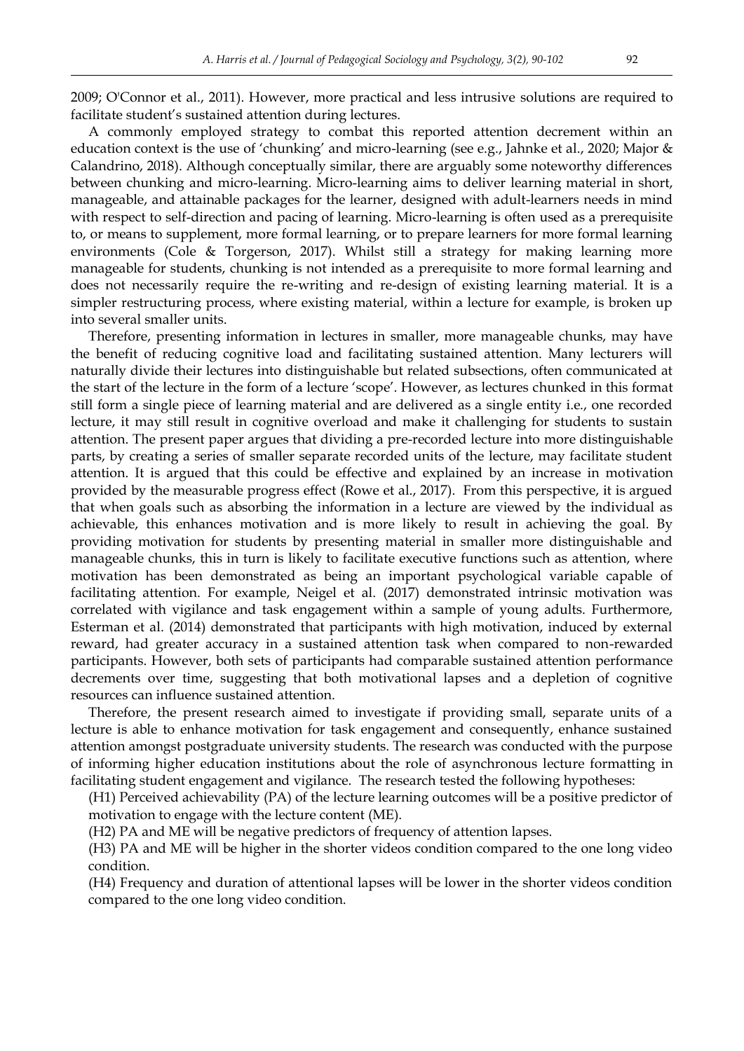2009; O'Connor et al., 2011). However, more practical and less intrusive solutions are required to facilitate student's sustained attention during lectures.

A commonly employed strategy to combat this reported attention decrement within an education context is the use of 'chunking' and micro-learning (see e.g., Jahnke et al., 2020; Major & Calandrino, 2018). Although conceptually similar, there are arguably some noteworthy differences between chunking and micro-learning. Micro-learning aims to deliver learning material in short, manageable, and attainable packages for the learner, designed with adult-learners needs in mind with respect to self-direction and pacing of learning. Micro-learning is often used as a prerequisite to, or means to supplement, more formal learning, or to prepare learners for more formal learning environments (Cole & Torgerson, 2017). Whilst still a strategy for making learning more manageable for students, chunking is not intended as a prerequisite to more formal learning and does not necessarily require the re-writing and re-design of existing learning material. It is a simpler restructuring process, where existing material, within a lecture for example, is broken up into several smaller units.

Therefore, presenting information in lectures in smaller, more manageable chunks, may have the benefit of reducing cognitive load and facilitating sustained attention. Many lecturers will naturally divide their lectures into distinguishable but related subsections, often communicated at the start of the lecture in the form of a lecture 'scope'. However, as lectures chunked in this format still form a single piece of learning material and are delivered as a single entity i.e., one recorded lecture, it may still result in cognitive overload and make it challenging for students to sustain attention. The present paper argues that dividing a pre-recorded lecture into more distinguishable parts, by creating a series of smaller separate recorded units of the lecture, may facilitate student attention. It is argued that this could be effective and explained by an increase in motivation provided by the measurable progress effect (Rowe et al., 2017). From this perspective, it is argued that when goals such as absorbing the information in a lecture are viewed by the individual as achievable, this enhances motivation and is more likely to result in achieving the goal. By providing motivation for students by presenting material in smaller more distinguishable and manageable chunks, this in turn is likely to facilitate executive functions such as attention, where motivation has been demonstrated as being an important psychological variable capable of facilitating attention. For example, Neigel et al. (2017) demonstrated intrinsic motivation was correlated with vigilance and task engagement within a sample of young adults. Furthermore, Esterman et al. (2014) demonstrated that participants with high motivation, induced by external reward, had greater accuracy in a sustained attention task when compared to non-rewarded participants. However, both sets of participants had comparable sustained attention performance decrements over time, suggesting that both motivational lapses and a depletion of cognitive resources can influence sustained attention.

Therefore, the present research aimed to investigate if providing small, separate units of a lecture is able to enhance motivation for task engagement and consequently, enhance sustained attention amongst postgraduate university students. The research was conducted with the purpose of informing higher education institutions about the role of asynchronous lecture formatting in facilitating student engagement and vigilance. The research tested the following hypotheses:

(H1) Perceived achievability (PA) of the lecture learning outcomes will be a positive predictor of motivation to engage with the lecture content (ME).

(H2) PA and ME will be negative predictors of frequency of attention lapses.

(H3) PA and ME will be higher in the shorter videos condition compared to the one long video condition.

(H4) Frequency and duration of attentional lapses will be lower in the shorter videos condition compared to the one long video condition.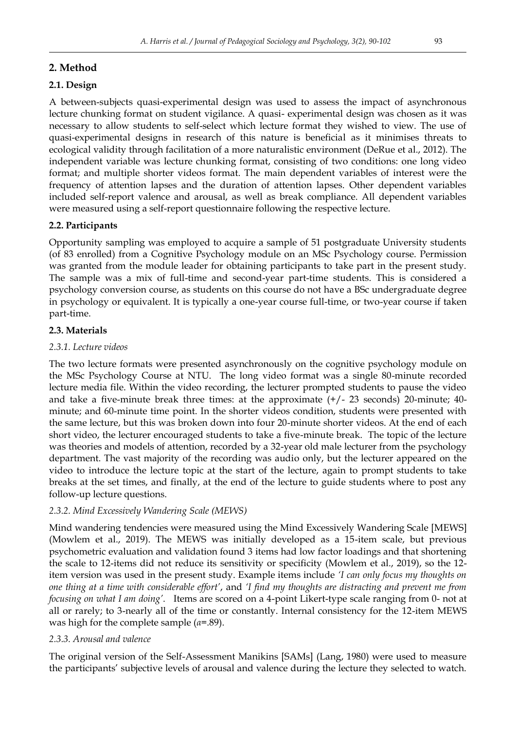## 2. Method

### 2.1. Design

A between-subjects quasi-experimental design was used to assess the impact of asynchronous lecture chunking format on student vigilance. A quasi- experimental design was chosen as it was necessary to allow students to self-select which lecture format they wished to view. The use of quasi-experimental designs in research of this nature is beneficial as it minimises threats to ecological validity through facilitation of a more naturalistic environment (DeRue et al., 2012). The independent variable was lecture chunking format, consisting of two conditions: one long video format; and multiple shorter videos format. The main dependent variables of interest were the frequency of attention lapses and the duration of attention lapses. Other dependent variables included self-report valence and arousal, as well as break compliance. All dependent variables were measured using a self-report questionnaire following the respective lecture.

### 2.2. Participants

Opportunity sampling was employed to acquire a sample of 51 postgraduate University students (of 83 enrolled) from a Cognitive Psychology module on an MSc Psychology course. Permission was granted from the module leader for obtaining participants to take part in the present study. The sample was a mix of full-time and second-year part-time students. This is considered a psychology conversion course, as students on this course do not have a BSc undergraduate degree in psychology or equivalent. It is typically a one-year course full-time, or two-year course if taken part-time.

### 2.3. Materials

#### *2.3.1. Lecture videos*

The two lecture formats were presented asynchronously on the cognitive psychology module on the MSc Psychology Course at NTU. The long video format was a single 80-minute recorded lecture media file. Within the video recording, the lecturer prompted students to pause the video and take a five-minute break three times: at the approximate (+/- 23 seconds) 20-minute; 40-minute; and 60-minute time point. In the shorter videos condition, students were presented with the same lecture, but this was broken down into four 20-minute shorter videos. At the end of each short video, the lecturer encouraged students to take a five-minute break. The topic of the lecture was theories and models of attention, recorded by a 32-year old male lecturer from the psychology department. The vast majority of the recording was audio only, but the lecturer appeared on the video to introduce the lecture topic at the start of the lecture, again to prompt students to take breaks at the set times, and finally, at the end of the lecture to guide students where to post any follow-up lecture questions.

#### *2.3.2. Mind Excessively Wandering Scale (MEWS)*

Mind wandering tendencies were measured using the Mind Excessively Wandering Scale [MEWS] (Mowlem et al., 2019). The MEWS was initially developed as a 15-item scale, but previous psychometric evaluation and validation found 3 items had low factor loadings and that shortening the scale to 12-items did not reduce its sensitivity or specificity (Mowlem et al., 2019), so the 12-item version was used in the present study. Example items include *'I can only focus my thoughts on one thing at a time with considerable effort'*, and *'I find my thoughts are distracting and prevent me from focusing on what I am doing'*. Items are scored on a 4-point Likert-type scale ranging from 0- not at all or rarely; to 3-nearly all of the time or constantly. Internal consistency for the 12-item MEWS was high for the complete sample ($\alpha$=.89).

#### *2.3.3. Arousal and valence*

The original version of the Self-Assessment Manikins [SAMs] (Lang, 1980) were used to measure the participants' subjective levels of arousal and valence during the lecture they selected to watch.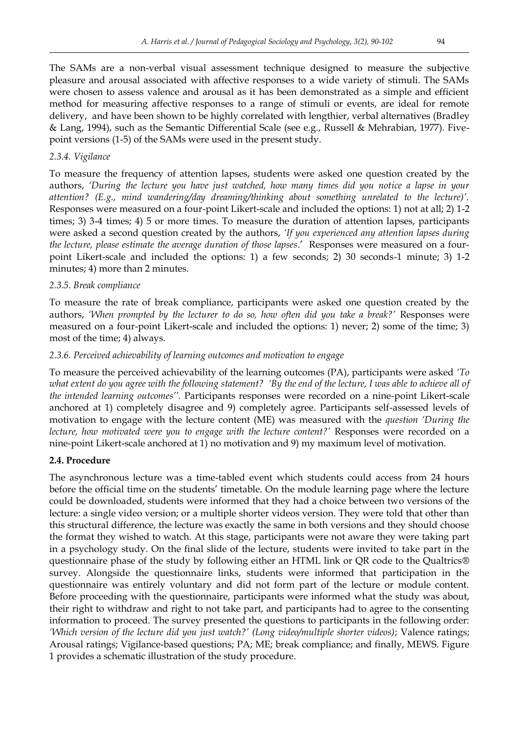The SAMs are a non-verbal visual assessment technique designed to measure the subjective pleasure and arousal associated with affective responses to a wide variety of stimuli. The SAMs were chosen to assess valence and arousal as it has been demonstrated as a simple and efficient method for measuring affective responses to a range of stimuli or events, are ideal for remote delivery, and have been shown to be highly correlated with lengthier, verbal alternatives (Bradley & Lang, 1994), such as the Semantic Differential Scale (see e.g., Russell & Mehrabian, 1977). Five-point versions (1-5) of the SAMs were used in the present study.

#### *2.3.4. Vigilance*

To measure the frequency of attention lapses, students were asked one question created by the authors, *'During the lecture you have just watched, how many times did you notice a lapse in your attention? (E.g., mind wandering/day dreaming/thinking about something unrelated to the lecture)'.* Responses were measured on a four-point Likert-scale and included the options: 1) not at all; 2) 1-2 times; 3) 3-4 times; 4) 5 or more times. To measure the duration of attention lapses, participants were asked a second question created by the authors, *'If you experienced any attention lapses during the lecture, please estimate the average duration of those lapses*.' Responses were measured on a four-point Likert-scale and included the options: 1) a few seconds; 2) 30 seconds-1 minute; 3) 1-2 minutes; 4) more than 2 minutes.

#### *2.3.5. Break compliance*

To measure the rate of break compliance, participants were asked one question created by the authors, *'When prompted by the lecturer to do so, how often did you take a break?'* Responses were measured on a four-point Likert-scale and included the options: 1) never; 2) some of the time; 3) most of the time; 4) always.

#### *2.3.6. Perceived achievability of learning outcomes and motivation to engage*

To measure the perceived achievability of the learning outcomes (PA), participants were asked *'To what extent do you agree with the following statement? 'By the end of the lecture, I was able to achieve all of the intended learning outcomes''*. Participants responses were recorded on a nine-point Likert-scale anchored at 1) completely disagree and 9) completely agree. Participants self-assessed levels of motivation to engage with the lecture content (ME) was measured with the *question 'During the lecture, how motivated were you to engage with the lecture content?'* Responses were recorded on a nine-point Likert-scale anchored at 1) no motivation and 9) my maximum level of motivation.

### **2.4. Procedure**

The asynchronous lecture was a time-tabled event which students could access from 24 hours before the official time on the students' timetable. On the module learning page where the lecture could be downloaded, students were informed that they had a choice between two versions of the lecture: a single video version; or a multiple shorter videos version. They were told that other than this structural difference, the lecture was exactly the same in both versions and they should choose the format they wished to watch. At this stage, participants were not aware they were taking part in a psychology study. On the final slide of the lecture, students were invited to take part in the questionnaire phase of the study by following either an HTML link or QR code to the Qualtrics® survey. Alongside the questionnaire links, students were informed that participation in the questionnaire was entirely voluntary and did not form part of the lecture or module content. Before proceeding with the questionnaire, participants were informed what the study was about, their right to withdraw and right to not take part, and participants had to agree to the consenting information to proceed. The survey presented the questions to participants in the following order: *'Which version of the lecture did you just watch?' (Long video/multiple shorter videos)*; Valence ratings; Arousal ratings; Vigilance-based questions; PA; ME; break compliance; and finally, MEWS. Figure 1 provides a schematic illustration of the study procedure.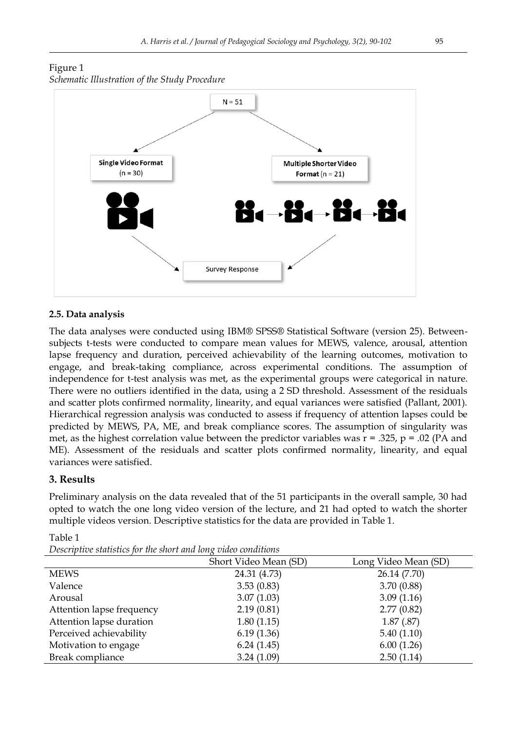Figure 1
*Schematic Illustration of the Study Procedure*

N = 51

**Single Video Format** (n = 30)

**Multiple Shorter Video Format** (n = 21)

Survey Response

### 2.5. Data analysis

The data analyses were conducted using IBM® SPSS® Statistical Software (version 25). Between-subjects t-tests were conducted to compare mean values for MEWS, valence, arousal, attention lapse frequency and duration, perceived achievability of the learning outcomes, motivation to engage, and break-taking compliance, across experimental conditions. The assumption of independence for t-test analysis was met, as the experimental groups were categorical in nature. There were no outliers identified in the data, using a 2 SD threshold. Assessment of the residuals and scatter plots confirmed normality, linearity, and equal variances were satisfied (Pallant, 2001). Hierarchical regression analysis was conducted to assess if frequency of attention lapses could be predicted by MEWS, PA, ME, and break compliance scores. The assumption of singularity was met, as the highest correlation value between the predictor variables was $r = .325$, $p = .02$ (PA and ME). Assessment of the residuals and scatter plots confirmed normality, linearity, and equal variances were satisfied.

## 3. Results

Preliminary analysis on the data revealed that of the 51 participants in the overall sample, 30 had opted to watch the one long video version of the lecture, and 21 had opted to watch the shorter multiple videos version. Descriptive statistics for the data are provided in Table 1.

Table 1
*Descriptive statistics for the short and long video conditions*

| | Short Video Mean (SD) | Long Video Mean (SD) |
|---|---|---|
| MEWS | 24.31 (4.73) | 26.14 (7.70) |
| Valence | 3.53 (0.83) | 3.70 (0.88) |
| Arousal | 3.07 (1.03) | 3.09 (1.16) |
| Attention lapse frequency | 2.19 (0.81) | 2.77 (0.82) |
| Attention lapse duration | 1.80 (1.15) | 1.87 (.87) |
| Perceived achievability | 6.19 (1.36) | 5.40 (1.10) |
| Motivation to engage | 6.24 (1.45) | 6.00 (1.26) |
| Break compliance | 3.24 (1.09) | 2.50 (1.14) |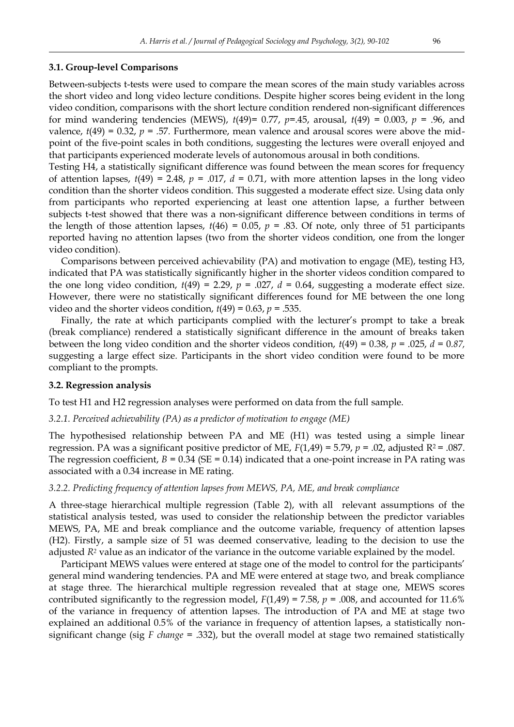### 3.1. Group-level Comparisons

Between-subjects t-tests were used to compare the mean scores of the main study variables across the short video and long video lecture conditions. Despite higher scores being evident in the long video condition, comparisons with the short lecture condition rendered non-significant differences for mind wandering tendencies (MEWS), $t(49)= 0.77$, $p=.45$, arousal, $t(49) = 0.003$, $p = .96$, and valence, $t(49) = 0.32$, $p = .57$. Furthermore, mean valence and arousal scores were above the mid-point of the five-point scales in both conditions, suggesting the lectures were overall enjoyed and that participants experienced moderate levels of autonomous arousal in both conditions.

Testing H4, a statistically significant difference was found between the mean scores for frequency of attention lapses, $t(49) = 2.48$, $p = .017$, $d = 0.71$, with more attention lapses in the long video condition than the shorter videos condition. This suggested a moderate effect size. Using data only from participants who reported experiencing at least one attention lapse, a further between subjects t-test showed that there was a non-significant difference between conditions in terms of the length of those attention lapses, $t(46) = 0.05$, $p = .83$. Of note, only three of 51 participants reported having no attention lapses (two from the shorter videos condition, one from the longer video condition).

Comparisons between perceived achievability (PA) and motivation to engage (ME), testing H3, indicated that PA was statistically significantly higher in the shorter videos condition compared to the one long video condition, $t(49) = 2.29$, $p = .027$, $d = 0.64$, suggesting a moderate effect size. However, there were no statistically significant differences found for ME between the one long video and the shorter videos condition, $t(49) = 0.63$, $p = .535$.

Finally, the rate at which participants complied with the lecturer's prompt to take a break (break compliance) rendered a statistically significant difference in the amount of breaks taken between the long video condition and the shorter videos condition, $t(49) = 0.38$, $p = .025$, $d = 0.87$, suggesting a large effect size. Participants in the short video condition were found to be more compliant to the prompts.

### 3.2. Regression analysis

To test H1 and H2 regression analyses were performed on data from the full sample.

#### *3.2.1. Perceived achievability (PA) as a predictor of motivation to engage (ME)*

The hypothesised relationship between PA and ME (H1) was tested using a simple linear regression. PA was a significant positive predictor of ME, $F(1,49) = 5.79$, $p = .02$, adjusted $R^2 = .087$. The regression coefficient, $B = 0.34$ (SE = 0.14) indicated that a one-point increase in PA rating was associated with a 0.34 increase in ME rating.

#### *3.2.2. Predicting frequency of attention lapses from MEWS, PA, ME, and break compliance*

A three-stage hierarchical multiple regression (Table 2), with all relevant assumptions of the statistical analysis tested, was used to consider the relationship between the predictor variables MEWS, PA, ME and break compliance and the outcome variable, frequency of attention lapses (H2). Firstly, a sample size of 51 was deemed conservative, leading to the decision to use the adjusted $R^2$ value as an indicator of the variance in the outcome variable explained by the model.

Participant MEWS values were entered at stage one of the model to control for the participants' general mind wandering tendencies. PA and ME were entered at stage two, and break compliance at stage three. The hierarchical multiple regression revealed that at stage one, MEWS scores contributed significantly to the regression model, $F(1,49) = 7.58$, $p = .008$, and accounted for 11.6% of the variance in frequency of attention lapses. The introduction of PA and ME at stage two explained an additional 0.5% of the variance in frequency of attention lapses, a statistically non-significant change (sig *F change* = .332), but the overall model at stage two remained statistically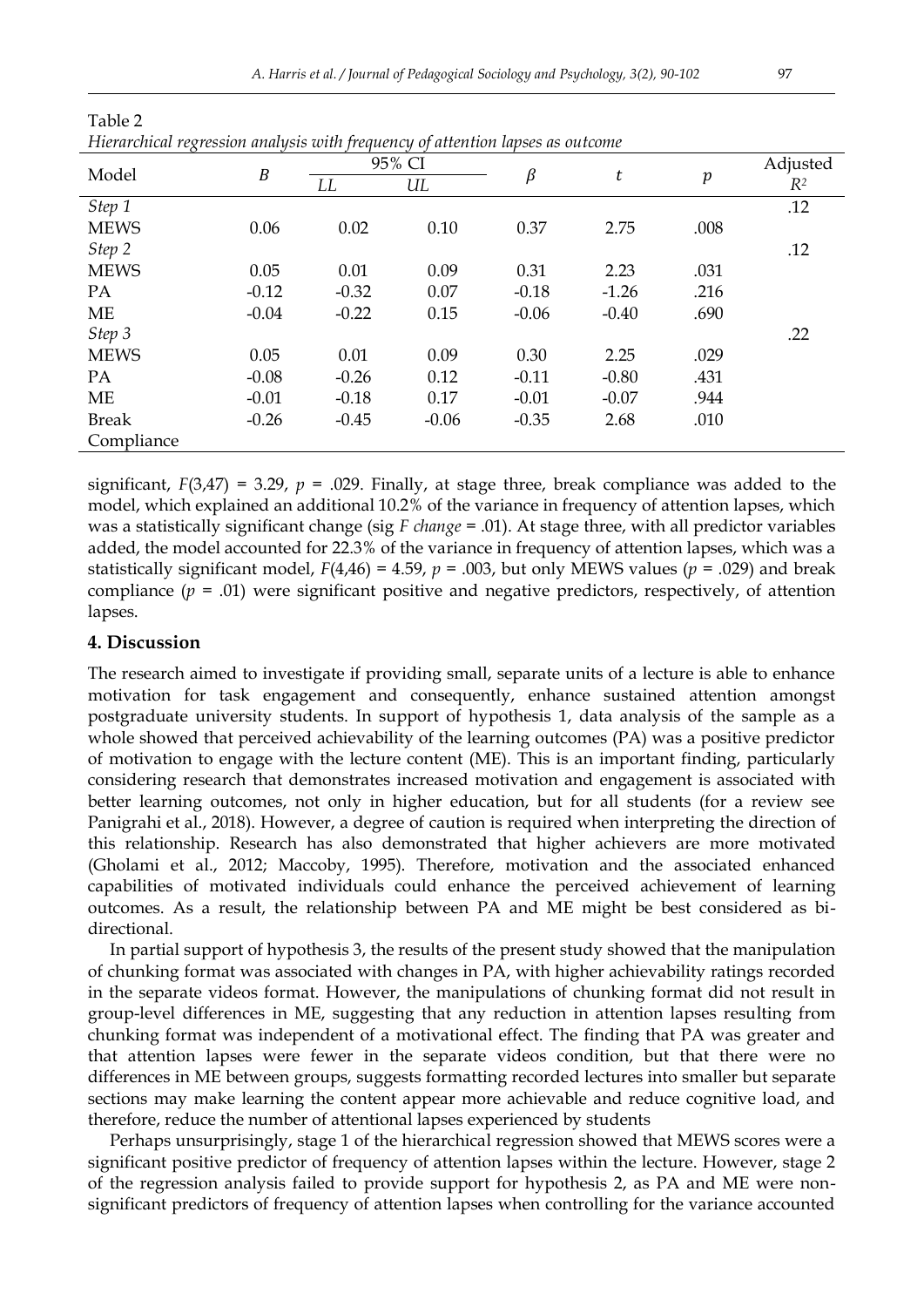Table 2

*Hierarchical regression analysis with frequency of attention lapses as outcome*

| Model | *B* | 95% CI | | *β* | *t* | *p* | Adjusted $R^2$ |
|---|---|---|---|---|---|---|---|
| | | *LL* | *UL* | | | | |
| *Step 1* | | | | | | | .12 |
| MEWS | 0.06 | 0.02 | 0.10 | 0.37 | 2.75 | .008 | |
| *Step 2* | | | | | | | .12 |
| MEWS | 0.05 | 0.01 | 0.09 | 0.31 | 2.23 | .031 | |
| PA | -0.12 | -0.32 | 0.07 | -0.18 | -1.26 | .216 | |
| ME | -0.04 | -0.22 | 0.15 | -0.06 | -0.40 | .690 | |
| *Step 3* | | | | | | | .22 |
| MEWS | 0.05 | 0.01 | 0.09 | 0.30 | 2.25 | .029 | |
| PA | -0.08 | -0.26 | 0.12 | -0.11 | -0.80 | .431 | |
| ME | -0.01 | -0.18 | 0.17 | -0.01 | -0.07 | .944 | |
| Break Compliance | -0.26 | -0.45 | -0.06 | -0.35 | 2.68 | .010 | |

significant, $F(3,47) = 3.29$, $p = .029$. Finally, at stage three, break compliance was added to the model, which explained an additional 10.2% of the variance in frequency of attention lapses, which was a statistically significant change (sig *F change* = .01). At stage three, with all predictor variables added, the model accounted for 22.3% of the variance in frequency of attention lapses, which was a statistically significant model, $F(4,46) = 4.59$, $p = .003$, but only MEWS values ($p = .029$) and break compliance ($p = .01$) were significant positive and negative predictors, respectively, of attention lapses.

## 4. Discussion

The research aimed to investigate if providing small, separate units of a lecture is able to enhance motivation for task engagement and consequently, enhance sustained attention amongst postgraduate university students. In support of hypothesis 1, data analysis of the sample as a whole showed that perceived achievability of the learning outcomes (PA) was a positive predictor of motivation to engage with the lecture content (ME). This is an important finding, particularly considering research that demonstrates increased motivation and engagement is associated with better learning outcomes, not only in higher education, but for all students (for a review see Panigrahi et al., 2018). However, a degree of caution is required when interpreting the direction of this relationship. Research has also demonstrated that higher achievers are more motivated (Gholami et al., 2012; Maccoby, 1995). Therefore, motivation and the associated enhanced capabilities of motivated individuals could enhance the perceived achievement of learning outcomes. As a result, the relationship between PA and ME might be best considered as bi-directional.

In partial support of hypothesis 3, the results of the present study showed that the manipulation of chunking format was associated with changes in PA, with higher achievability ratings recorded in the separate videos format. However, the manipulations of chunking format did not result in group-level differences in ME, suggesting that any reduction in attention lapses resulting from chunking format was independent of a motivational effect. The finding that PA was greater and that attention lapses were fewer in the separate videos condition, but that there were no differences in ME between groups, suggests formatting recorded lectures into smaller but separate sections may make learning the content appear more achievable and reduce cognitive load, and therefore, reduce the number of attentional lapses experienced by students

Perhaps unsurprisingly, stage 1 of the hierarchical regression showed that MEWS scores were a significant positive predictor of frequency of attention lapses within the lecture. However, stage 2 of the regression analysis failed to provide support for hypothesis 2, as PA and ME were non-significant predictors of frequency of attention lapses when controlling for the variance accounted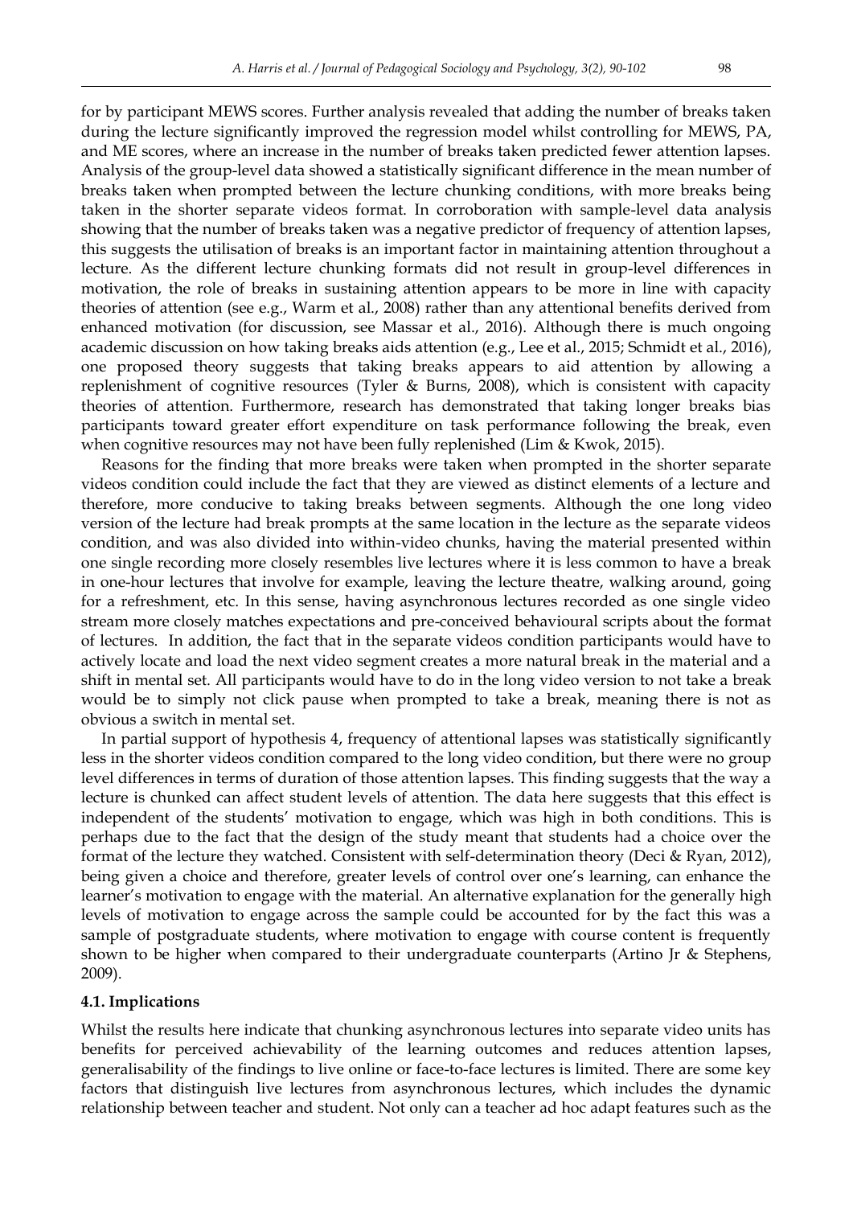for by participant MEWS scores. Further analysis revealed that adding the number of breaks taken during the lecture significantly improved the regression model whilst controlling for MEWS, PA, and ME scores, where an increase in the number of breaks taken predicted fewer attention lapses. Analysis of the group-level data showed a statistically significant difference in the mean number of breaks taken when prompted between the lecture chunking conditions, with more breaks being taken in the shorter separate videos format. In corroboration with sample-level data analysis showing that the number of breaks taken was a negative predictor of frequency of attention lapses, this suggests the utilisation of breaks is an important factor in maintaining attention throughout a lecture. As the different lecture chunking formats did not result in group-level differences in motivation, the role of breaks in sustaining attention appears to be more in line with capacity theories of attention (see e.g., Warm et al., 2008) rather than any attentional benefits derived from enhanced motivation (for discussion, see Massar et al., 2016). Although there is much ongoing academic discussion on how taking breaks aids attention (e.g., Lee et al., 2015; Schmidt et al., 2016), one proposed theory suggests that taking breaks appears to aid attention by allowing a replenishment of cognitive resources (Tyler & Burns, 2008), which is consistent with capacity theories of attention. Furthermore, research has demonstrated that taking longer breaks bias participants toward greater effort expenditure on task performance following the break, even when cognitive resources may not have been fully replenished (Lim & Kwok, 2015).

Reasons for the finding that more breaks were taken when prompted in the shorter separate videos condition could include the fact that they are viewed as distinct elements of a lecture and therefore, more conducive to taking breaks between segments. Although the one long video version of the lecture had break prompts at the same location in the lecture as the separate videos condition, and was also divided into within-video chunks, having the material presented within one single recording more closely resembles live lectures where it is less common to have a break in one-hour lectures that involve for example, leaving the lecture theatre, walking around, going for a refreshment, etc. In this sense, having asynchronous lectures recorded as one single video stream more closely matches expectations and pre-conceived behavioural scripts about the format of lectures. In addition, the fact that in the separate videos condition participants would have to actively locate and load the next video segment creates a more natural break in the material and a shift in mental set. All participants would have to do in the long video version to not take a break would be to simply not click pause when prompted to take a break, meaning there is not as obvious a switch in mental set.

In partial support of hypothesis 4, frequency of attentional lapses was statistically significantly less in the shorter videos condition compared to the long video condition, but there were no group level differences in terms of duration of those attention lapses. This finding suggests that the way a lecture is chunked can affect student levels of attention. The data here suggests that this effect is independent of the students' motivation to engage, which was high in both conditions. This is perhaps due to the fact that the design of the study meant that students had a choice over the format of the lecture they watched. Consistent with self-determination theory (Deci & Ryan, 2012), being given a choice and therefore, greater levels of control over one's learning, can enhance the learner's motivation to engage with the material. An alternative explanation for the generally high levels of motivation to engage across the sample could be accounted for by the fact this was a sample of postgraduate students, where motivation to engage with course content is frequently shown to be higher when compared to their undergraduate counterparts (Artino Jr & Stephens, 2009).

### 4.1. Implications

Whilst the results here indicate that chunking asynchronous lectures into separate video units has benefits for perceived achievability of the learning outcomes and reduces attention lapses, generalisability of the findings to live online or face-to-face lectures is limited. There are some key factors that distinguish live lectures from asynchronous lectures, which includes the dynamic relationship between teacher and student. Not only can a teacher ad hoc adapt features such as the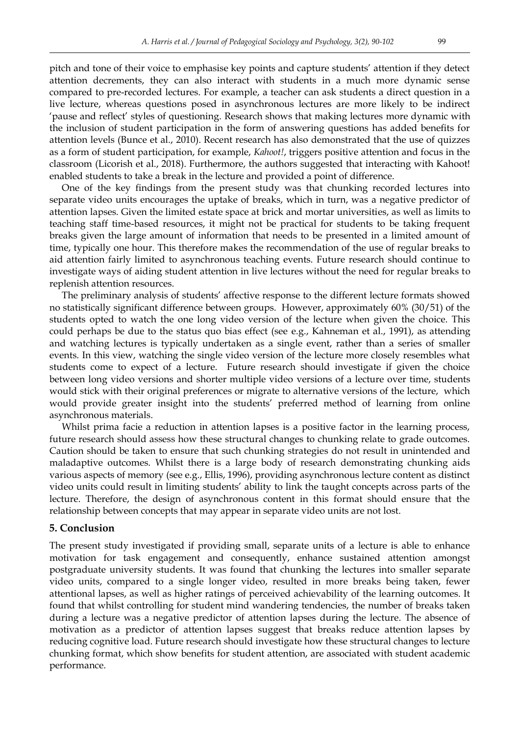pitch and tone of their voice to emphasise key points and capture students' attention if they detect attention decrements, they can also interact with students in a much more dynamic sense compared to pre-recorded lectures. For example, a teacher can ask students a direct question in a live lecture, whereas questions posed in asynchronous lectures are more likely to be indirect 'pause and reflect' styles of questioning. Research shows that making lectures more dynamic with the inclusion of student participation in the form of answering questions has added benefits for attention levels (Bunce et al., 2010). Recent research has also demonstrated that the use of quizzes as a form of student participation, for example, *Kahoot!*, triggers positive attention and focus in the classroom (Licorish et al., 2018). Furthermore, the authors suggested that interacting with Kahoot! enabled students to take a break in the lecture and provided a point of difference.

One of the key findings from the present study was that chunking recorded lectures into separate video units encourages the uptake of breaks, which in turn, was a negative predictor of attention lapses. Given the limited estate space at brick and mortar universities, as well as limits to teaching staff time-based resources, it might not be practical for students to be taking frequent breaks given the large amount of information that needs to be presented in a limited amount of time, typically one hour. This therefore makes the recommendation of the use of regular breaks to aid attention fairly limited to asynchronous teaching events. Future research should continue to investigate ways of aiding student attention in live lectures without the need for regular breaks to replenish attention resources.

The preliminary analysis of students' affective response to the different lecture formats showed no statistically significant difference between groups. However, approximately 60% (30/51) of the students opted to watch the one long video version of the lecture when given the choice. This could perhaps be due to the status quo bias effect (see e.g., Kahneman et al., 1991), as attending and watching lectures is typically undertaken as a single event, rather than a series of smaller events. In this view, watching the single video version of the lecture more closely resembles what students come to expect of a lecture. Future research should investigate if given the choice between long video versions and shorter multiple video versions of a lecture over time, students would stick with their original preferences or migrate to alternative versions of the lecture, which would provide greater insight into the students' preferred method of learning from online asynchronous materials.

Whilst prima facie a reduction in attention lapses is a positive factor in the learning process, future research should assess how these structural changes to chunking relate to grade outcomes. Caution should be taken to ensure that such chunking strategies do not result in unintended and maladaptive outcomes. Whilst there is a large body of research demonstrating chunking aids various aspects of memory (see e.g., Ellis, 1996), providing asynchronous lecture content as distinct video units could result in limiting students' ability to link the taught concepts across parts of the lecture. Therefore, the design of asynchronous content in this format should ensure that the relationship between concepts that may appear in separate video units are not lost.

## 5. Conclusion

The present study investigated if providing small, separate units of a lecture is able to enhance motivation for task engagement and consequently, enhance sustained attention amongst postgraduate university students. It was found that chunking the lectures into smaller separate video units, compared to a single longer video, resulted in more breaks being taken, fewer attentional lapses, as well as higher ratings of perceived achievability of the learning outcomes. It found that whilst controlling for student mind wandering tendencies, the number of breaks taken during a lecture was a negative predictor of attention lapses during the lecture. The absence of motivation as a predictor of attention lapses suggest that breaks reduce attention lapses by reducing cognitive load. Future research should investigate how these structural changes to lecture chunking format, which show benefits for student attention, are associated with student academic performance.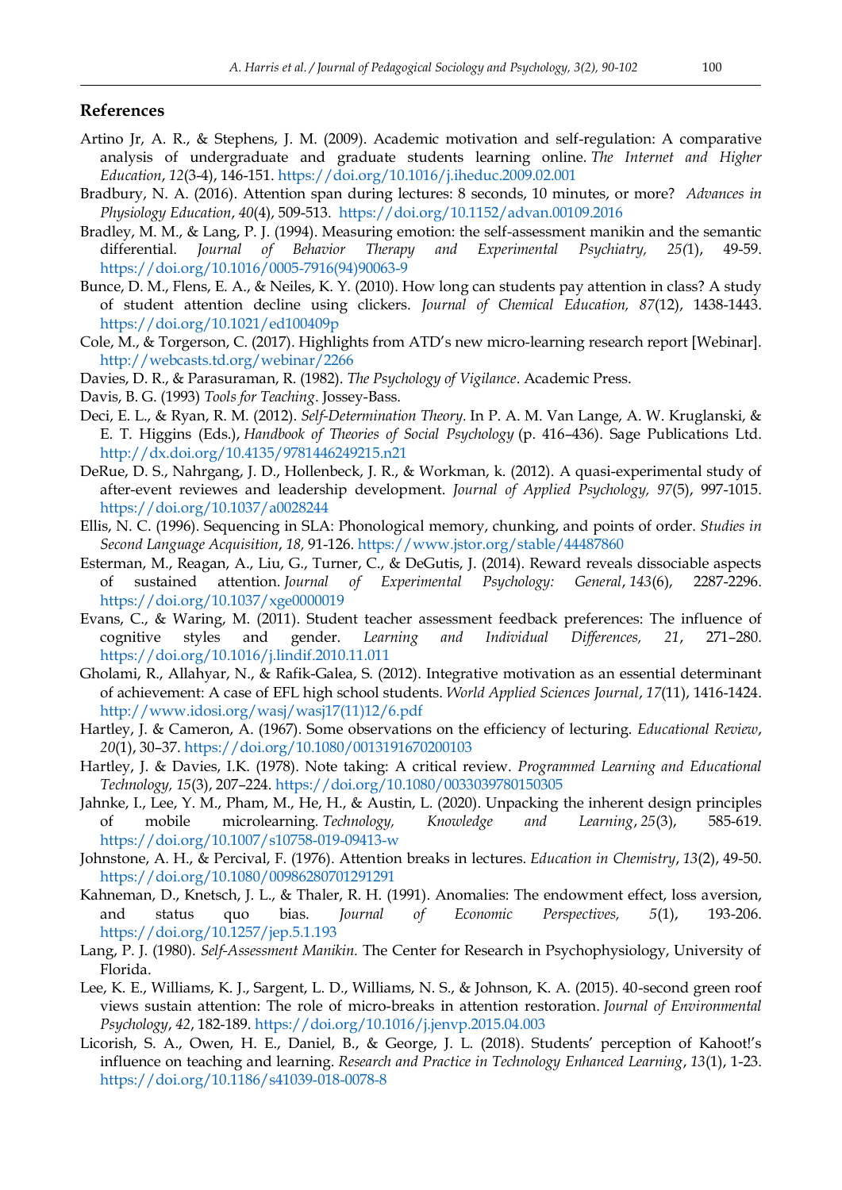## References

Artino Jr, A. R., & Stephens, J. M. (2009). Academic motivation and self-regulation: A comparative analysis of undergraduate and graduate students learning online. *The Internet and Higher Education*, *12*(3-4), 146-151. https://doi.org/10.1016/j.iheduc.2009.02.001

Bradbury, N. A. (2016). Attention span during lectures: 8 seconds, 10 minutes, or more? *Advances in Physiology Education*, *40*(4), 509-513. https://doi.org/10.1152/advan.00109.2016

Bradley, M. M., & Lang, P. J. (1994). Measuring emotion: the self-assessment manikin and the semantic differential. *Journal of Behavior Therapy and Experimental Psychiatry, 25*(1), 49-59. https://doi.org/10.1016/0005-7916(94)90063-9

Bunce, D. M., Flens, E. A., & Neiles, K. Y. (2010). How long can students pay attention in class? A study of student attention decline using clickers. *Journal of Chemical Education, 87*(12), 1438-1443. https://doi.org/10.1021/ed100409p

Cole, M., & Torgerson, C. (2017). Highlights from ATD's new micro-learning research report [Webinar]. http://webcasts.td.org/webinar/2266

Davies, D. R., & Parasuraman, R. (1982). *The Psychology of Vigilance*. Academic Press.

Davis, B. G. (1993) *Tools for Teaching*. Jossey-Bass.

Deci, E. L., & Ryan, R. M. (2012). *Self-Determination Theory*. In P. A. M. Van Lange, A. W. Kruglanski, & E. T. Higgins (Eds.), *Handbook of Theories of Social Psychology* (p. 416–436). Sage Publications Ltd. http://dx.doi.org/10.4135/9781446249215.n21

DeRue, D. S., Nahrgang, J. D., Hollenbeck, J. R., & Workman, k. (2012). A quasi-experimental study of after-event reviewes and leadership development. *Journal of Applied Psychology, 97*(5), 997-1015. https://doi.org/10.1037/a0028244

Ellis, N. C. (1996). Sequencing in SLA: Phonological memory, chunking, and points of order. *Studies in Second Language Acquisition*, *18,* 91-126. https://www.jstor.org/stable/44487860

Esterman, M., Reagan, A., Liu, G., Turner, C., & DeGutis, J. (2014). Reward reveals dissociable aspects of sustained attention. *Journal of Experimental Psychology: General*, *143*(6), 2287-2296. https://doi.org/10.1037/xge0000019

Evans, C., & Waring, M. (2011). Student teacher assessment feedback preferences: The influence of cognitive styles and gender. *Learning and Individual Differences, 21*, 271–280. https://doi.org/10.1016/j.lindif.2010.11.011

Gholami, R., Allahyar, N., & Rafik-Galea, S. (2012). Integrative motivation as an essential determinant of achievement: A case of EFL high school students. *World Applied Sciences Journal*, *17*(11), 1416-1424. http://www.idosi.org/wasj/wasj17(11)12/6.pdf

Hartley, J. & Cameron, A. (1967). Some observations on the efficiency of lecturing. *Educational Review*, *20*(1), 30–37. https://doi.org/10.1080/0013191670200103

Hartley, J. & Davies, I.K. (1978). Note taking: A critical review. *Programmed Learning and Educational Technology, 15*(3), 207–224. https://doi.org/10.1080/0033039780150305

Jahnke, I., Lee, Y. M., Pham, M., He, H., & Austin, L. (2020). Unpacking the inherent design principles of mobile microlearning. *Technology, Knowledge and Learning*, *25*(3), 585-619. https://doi.org/10.1007/s10758-019-09413-w

Johnstone, A. H., & Percival, F. (1976). Attention breaks in lectures. *Education in Chemistry*, *13*(2), 49-50. https://doi.org/10.1080/00986280701291291

Kahneman, D., Knetsch, J. L., & Thaler, R. H. (1991). Anomalies: The endowment effect, loss aversion, and status quo bias. *Journal of Economic Perspectives, 5*(1), 193-206. https://doi.org/10.1257/jep.5.1.193

Lang, P. J. (1980). *Self-Assessment Manikin.* The Center for Research in Psychophysiology, University of Florida.

Lee, K. E., Williams, K. J., Sargent, L. D., Williams, N. S., & Johnson, K. A. (2015). 40-second green roof views sustain attention: The role of micro-breaks in attention restoration. *Journal of Environmental Psychology*, *42*, 182-189. https://doi.org/10.1016/j.jenvp.2015.04.003

Licorish, S. A., Owen, H. E., Daniel, B., & George, J. L. (2018). Students' perception of Kahoot!'s influence on teaching and learning. *Research and Practice in Technology Enhanced Learning*, *13*(1), 1-23. https://doi.org/10.1186/s41039-018-0078-8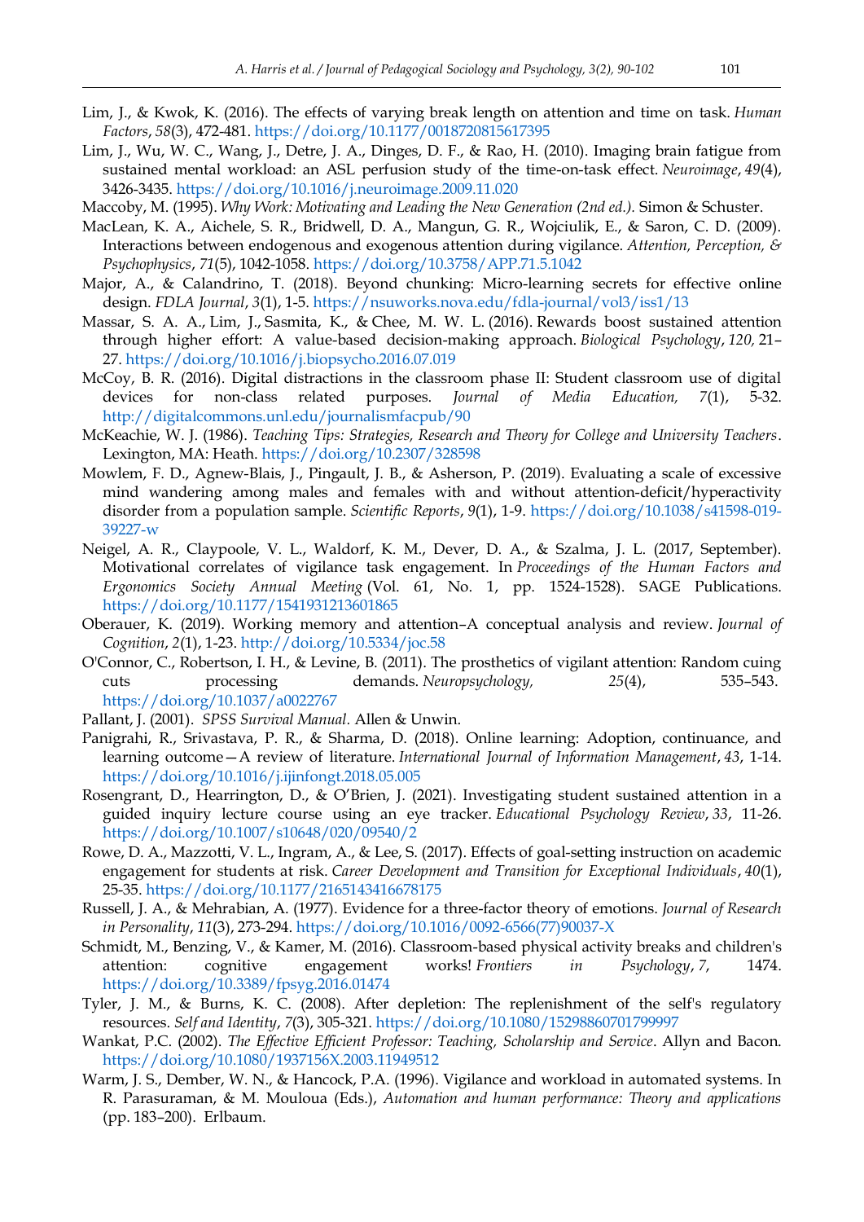Lim, J., & Kwok, K. (2016). The effects of varying break length on attention and time on task. *Human Factors*, *58*(3), 472-481. https://doi.org/10.1177/0018720815617395

Lim, J., Wu, W. C., Wang, J., Detre, J. A., Dinges, D. F., & Rao, H. (2010). Imaging brain fatigue from sustained mental workload: an ASL perfusion study of the time-on-task effect. *Neuroimage*, *49*(4), 3426-3435. https://doi.org/10.1016/j.neuroimage.2009.11.020

Maccoby, M. (1995). *Why Work: Motivating and Leading the New Generation (2nd ed.).* Simon & Schuster.

MacLean, K. A., Aichele, S. R., Bridwell, D. A., Mangun, G. R., Wojciulik, E., & Saron, C. D. (2009). Interactions between endogenous and exogenous attention during vigilance. *Attention, Perception, & Psychophysics*, *71*(5), 1042-1058. https://doi.org/10.3758/APP.71.5.1042

Major, A., & Calandrino, T. (2018). Beyond chunking: Micro-learning secrets for effective online design. *FDLA Journal*, *3*(1), 1-5. https://nsuworks.nova.edu/fdla-journal/vol3/iss1/13

Massar, S. A. A., Lim, J., Sasmita, K., & Chee, M. W. L. (2016). Rewards boost sustained attention through higher effort: A value-based decision-making approach. *Biological Psychology*, *120,* 21–27. https://doi.org/10.1016/j.biopsycho.2016.07.019

McCoy, B. R. (2016). Digital distractions in the classroom phase II: Student classroom use of digital devices for non-class related purposes. *Journal of Media Education, 7*(1), 5-32. http://digitalcommons.unl.edu/journalismfacpub/90

McKeachie, W. J. (1986). *Teaching Tips: Strategies, Research and Theory for College and University Teachers*. Lexington, MA: Heath. https://doi.org/10.2307/328598

Mowlem, F. D., Agnew-Blais, J., Pingault, J. B., & Asherson, P. (2019). Evaluating a scale of excessive mind wandering among males and females with and without attention-deficit/hyperactivity disorder from a population sample. *Scientific Reports*, *9*(1), 1-9. https://doi.org/10.1038/s41598-019-39227-w

Neigel, A. R., Claypoole, V. L., Waldorf, K. M., Dever, D. A., & Szalma, J. L. (2017, September). Motivational correlates of vigilance task engagement. In *Proceedings of the Human Factors and Ergonomics Society Annual Meeting* (Vol. 61, No. 1, pp. 1524-1528). SAGE Publications. https://doi.org/10.1177/1541931213601865

Oberauer, K. (2019). Working memory and attention–A conceptual analysis and review. *Journal of Cognition*, *2*(1), 1-23. http://doi.org/10.5334/joc.58

O'Connor, C., Robertson, I. H., & Levine, B. (2011). The prosthetics of vigilant attention: Random cuing cuts processing demands. *Neuropsychology, 25*(4), 535–543. https://doi.org/10.1037/a0022767

Pallant, J. (2001). *SPSS Survival Manual.* Allen & Unwin.

Panigrahi, R., Srivastava, P. R., & Sharma, D. (2018). Online learning: Adoption, continuance, and learning outcome—A review of literature. *International Journal of Information Management*, *43*, 1-14. https://doi.org/10.1016/j.ijinfomgt.2018.05.005

Rosengrant, D., Hearrington, D., & O'Brien, J. (2021). Investigating student sustained attention in a guided inquiry lecture course using an eye tracker. *Educational Psychology Review*, *33*, 11-26. https://doi.org/10.1007/s10648/020/09540/2

Rowe, D. A., Mazzotti, V. L., Ingram, A., & Lee, S. (2017). Effects of goal-setting instruction on academic engagement for students at risk. *Career Development and Transition for Exceptional Individuals*, *40*(1), 25-35. https://doi.org/10.1177/2165143416678175

Russell, J. A., & Mehrabian, A. (1977). Evidence for a three-factor theory of emotions. *Journal of Research in Personality*, *11*(3), 273-294. https://doi.org/10.1016/0092-6566(77)90037-X

Schmidt, M., Benzing, V., & Kamer, M. (2016). Classroom-based physical activity breaks and children's attention: cognitive engagement works! *Frontiers in Psychology*, *7*, 1474. https://doi.org/10.3389/fpsyg.2016.01474

Tyler, J. M., & Burns, K. C. (2008). After depletion: The replenishment of the self's regulatory resources. *Self and Identity*, *7*(3), 305-321. https://doi.org/10.1080/15298860701799997

Wankat, P.C. (2002). *The Effective Efficient Professor: Teaching, Scholarship and Service*. Allyn and Bacon. https://doi.org/10.1080/1937156X.2003.11949512

Warm, J. S., Dember, W. N., & Hancock, P.A. (1996). Vigilance and workload in automated systems. In R. Parasuraman, & M. Mouloua (Eds.), *Automation and human performance: Theory and applications* (pp. 183–200). Erlbaum.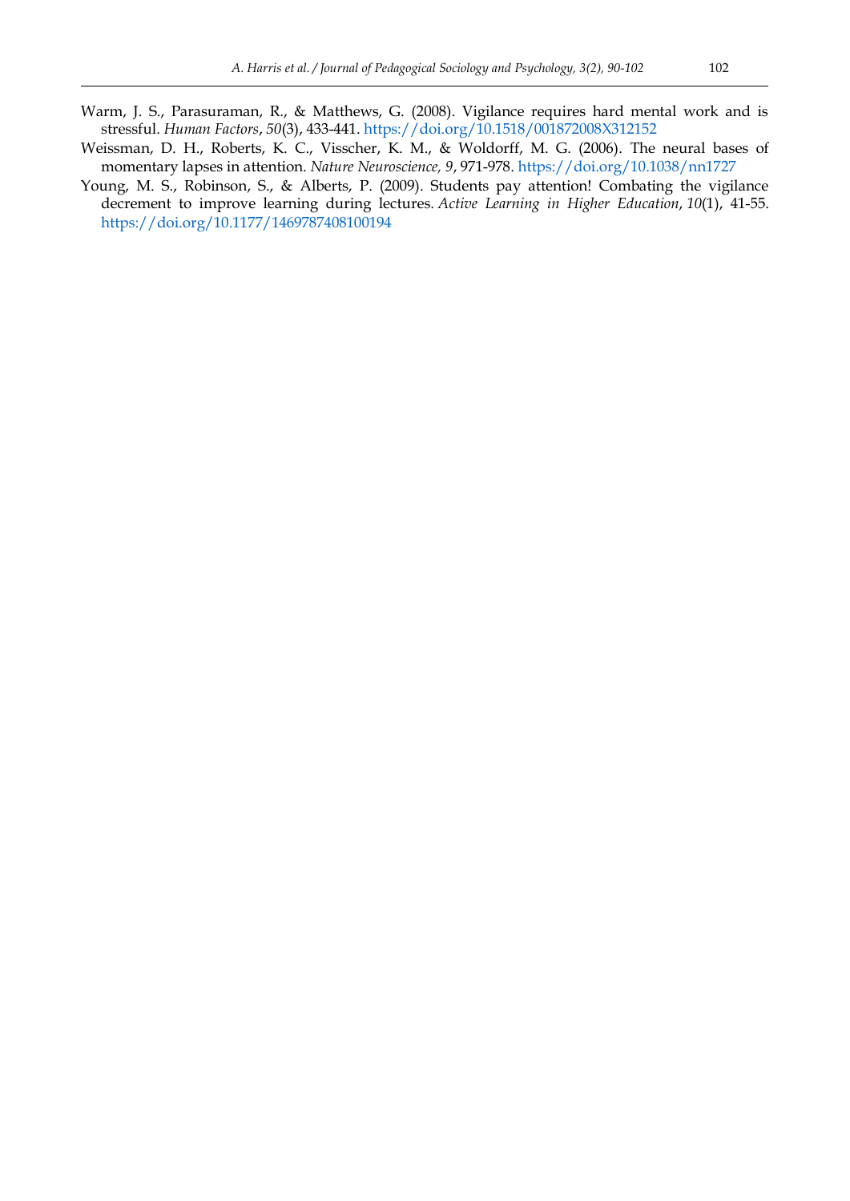Warm, J. S., Parasuraman, R., & Matthews, G. (2008). Vigilance requires hard mental work and is stressful. *Human Factors*, *50*(3), 433-441. https://doi.org/10.1518/001872008X312152

Weissman, D. H., Roberts, K. C., Visscher, K. M., & Woldorff, M. G. (2006). The neural bases of momentary lapses in attention. *Nature Neuroscience, 9*, 971-978. https://doi.org/10.1038/nn1727

Young, M. S., Robinson, S., & Alberts, P. (2009). Students pay attention! Combating the vigilance decrement to improve learning during lectures. *Active Learning in Higher Education*, *10*(1), 41-55. https://doi.org/10.1177/1469787408100194